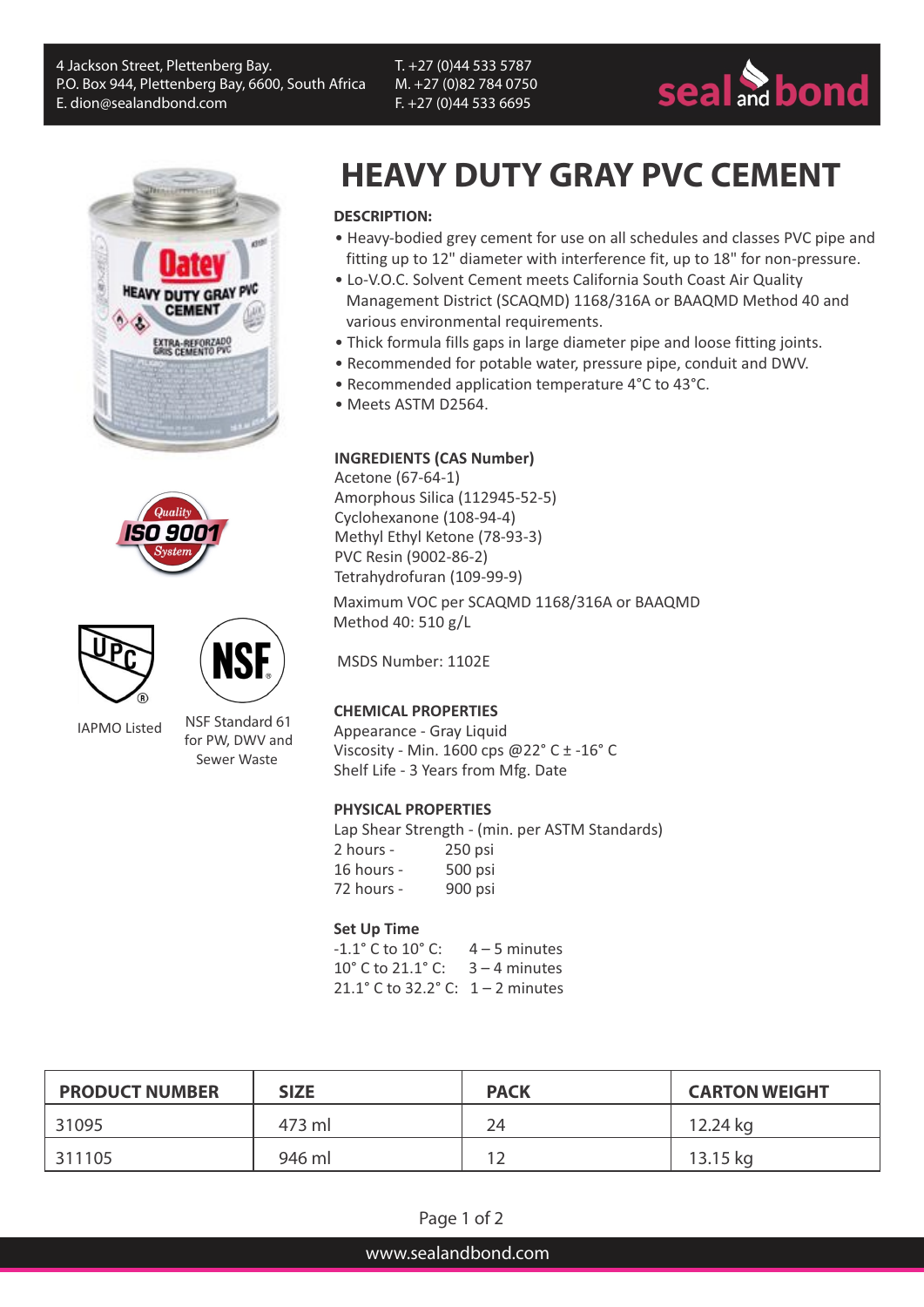4 Jackson Street, Plettenberg Bay.
P.O. Box 944, Plettenberg Bay, 6600, South Africa
E. dion@sealandbond.com

T. +27 (0)44 533 5787
M. +27 (0)82 784 0750
F. +27 (0)44 533 6695

seal and bond

# HEAVY DUTY GRAY PVC CEMENT

**DESCRIPTION:**

- Heavy-bodied grey cement for use on all schedules and classes PVC pipe and fitting up to 12" diameter with interference fit, up to 18" for non-pressure.
- Lo-V.O.C. Solvent Cement meets California South Coast Air Quality Management District (SCAQMD) 1168/316A or BAAQMD Method 40 and various environmental requirements.
- Thick formula fills gaps in large diameter pipe and loose fitting joints.
- Recommended for potable water, pressure pipe, conduit and DWV.
- Recommended application temperature 4°C to 43°C.
- Meets ASTM D2564.

**INGREDIENTS (CAS Number)**

Acetone (67-64-1)
Amorphous Silica (112945-52-5)
Cyclohexanone (108-94-4)
Methyl Ethyl Ketone (78-93-3)
PVC Resin (9002-86-2)
Tetrahydrofuran (109-99-9)

Maximum VOC per SCAQMD 1168/316A or BAAQMD Method 40: 510 g/L

MSDS Number: 1102E

**CHEMICAL PROPERTIES**

Appearance - Gray Liquid
Viscosity - Min. 1600 cps @22° C ± -16° C
Shelf Life - 3 Years from Mfg. Date

**PHYSICAL PROPERTIES**

Lap Shear Strength - (min. per ASTM Standards)

| | |
|---|---|
| 2 hours - | 250 psi |
| 16 hours - | 500 psi |
| 72 hours - | 900 psi |

**Set Up Time**

| | |
|---|---|
| -1.1° C to 10° C: | 4 – 5 minutes |
| 10° C to 21.1° C: | 3 – 4 minutes |
| 21.1° C to 32.2° C: | 1 – 2 minutes |

IAPMO Listed

NSF Standard 61 for PW, DWV and Sewer Waste

| PRODUCT NUMBER | SIZE | PACK | CARTON WEIGHT |
|---|---|---|---|
| 31095 | 473 ml | 24 | 12.24 kg |
| 311105 | 946 ml | 12 | 13.15 kg |

www.sealandbond.com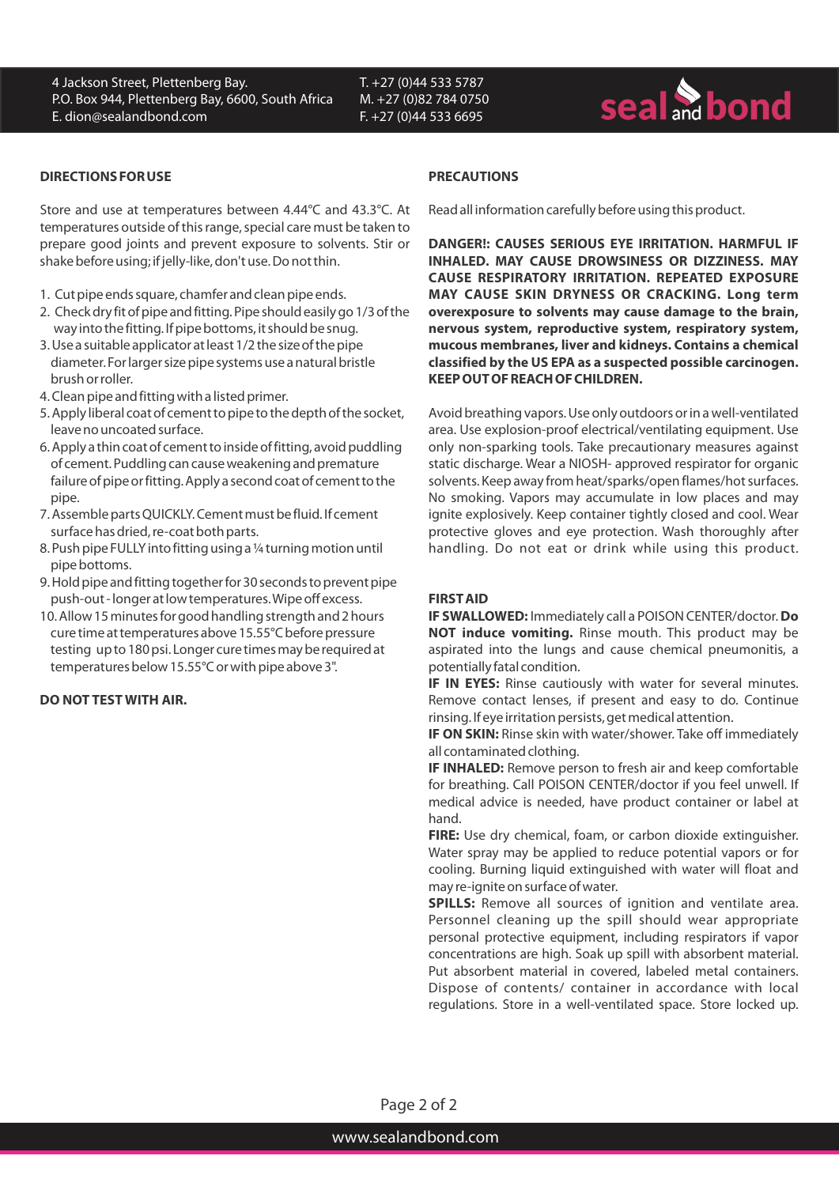## DIRECTIONS FOR USE

Store and use at temperatures between 4.44°C and 43.3°C. At temperatures outside of this range, special care must be taken to prepare good joints and prevent exposure to solvents. Stir or shake before using; if jelly-like, don't use. Do not thin.

1. Cut pipe ends square, chamfer and clean pipe ends.
2. Check dry fit of pipe and fitting. Pipe should easily go 1/3 of the way into the fitting. If pipe bottoms, it should be snug.
3. Use a suitable applicator at least 1/2 the size of the pipe diameter. For larger size pipe systems use a natural bristle brush or roller.
4. Clean pipe and fitting with a listed primer.
5. Apply liberal coat of cement to pipe to the depth of the socket, leave no uncoated surface.
6. Apply a thin coat of cement to inside of fitting, avoid puddling of cement. Puddling can cause weakening and premature failure of pipe or fitting. Apply a second coat of cement to the pipe.
7. Assemble parts QUICKLY. Cement must be fluid. If cement surface has dried, re-coat both parts.
8. Push pipe FULLY into fitting using a ¼ turning motion until pipe bottoms.
9. Hold pipe and fitting together for 30 seconds to prevent pipe push-out - longer at low temperatures. Wipe off excess.
10. Allow 15 minutes for good handling strength and 2 hours cure time at temperatures above 15.55°C before pressure testing up to 180 psi. Longer cure times may be required at temperatures below 15.55°C or with pipe above 3".

**DO NOT TEST WITH AIR.**

## PRECAUTIONS

Read all information carefully before using this product.

**DANGER!: CAUSES SERIOUS EYE IRRITATION. HARMFUL IF INHALED. MAY CAUSE DROWSINESS OR DIZZINESS. MAY CAUSE RESPIRATORY IRRITATION. REPEATED EXPOSURE MAY CAUSE SKIN DRYNESS OR CRACKING. Long term overexposure to solvents may cause damage to the brain, nervous system, reproductive system, respiratory system, mucous membranes, liver and kidneys. Contains a chemical classified by the US EPA as a suspected possible carcinogen. KEEP OUT OF REACH OF CHILDREN.**

Avoid breathing vapors. Use only outdoors or in a well-ventilated area. Use explosion-proof electrical/ventilating equipment. Use only non-sparking tools. Take precautionary measures against static discharge. Wear a NIOSH- approved respirator for organic solvents. Keep away from heat/sparks/open flames/hot surfaces. No smoking. Vapors may accumulate in low places and may ignite explosively. Keep container tightly closed and cool. Wear protective gloves and eye protection. Wash thoroughly after handling. Do not eat or drink while using this product.

## FIRST AID

**IF SWALLOWED:** Immediately call a POISON CENTER/doctor. **Do NOT induce vomiting.** Rinse mouth. This product may be aspirated into the lungs and cause chemical pneumonitis, a potentially fatal condition.

**IF IN EYES:** Rinse cautiously with water for several minutes. Remove contact lenses, if present and easy to do. Continue rinsing. If eye irritation persists, get medical attention.

**IF ON SKIN:** Rinse skin with water/shower. Take off immediately all contaminated clothing.

**IF INHALED:** Remove person to fresh air and keep comfortable for breathing. Call POISON CENTER/doctor if you feel unwell. If medical advice is needed, have product container or label at hand.

**FIRE:** Use dry chemical, foam, or carbon dioxide extinguisher. Water spray may be applied to reduce potential vapors or for cooling. Burning liquid extinguished with water will float and may re-ignite on surface of water.

**SPILLS:** Remove all sources of ignition and ventilate area. Personnel cleaning up the spill should wear appropriate personal protective equipment, including respirators if vapor concentrations are high. Soak up spill with absorbent material. Put absorbent material in covered, labeled metal containers. Dispose of contents/ container in accordance with local regulations. Store in a well-ventilated space. Store locked up.